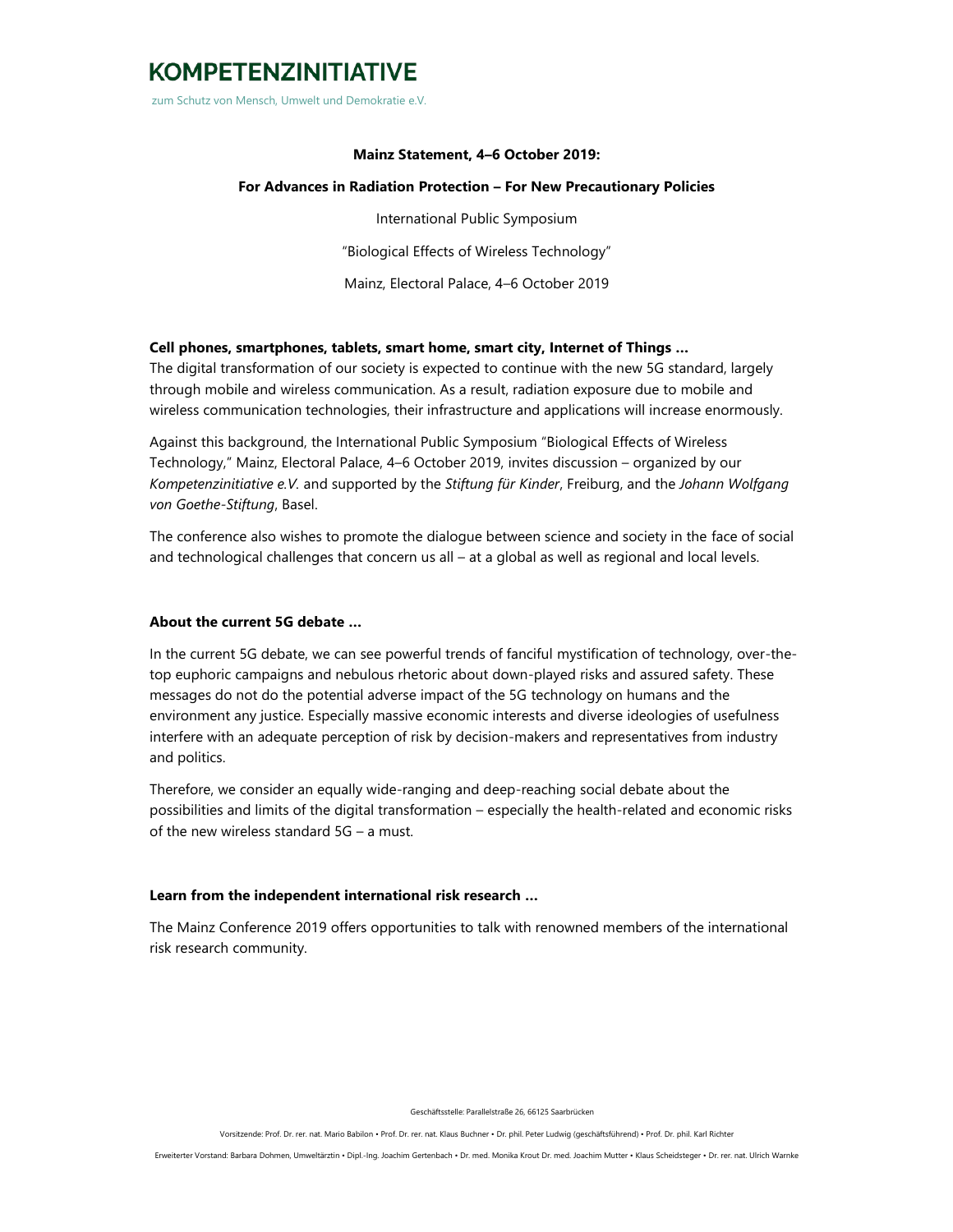# KOMPETENZINITIATIVE

zum Schutz von Mensch, Umwelt und Demokratie e.V.

**Mainz Statement, 4–6 October 2019:**

**For Advances in Radiation Protection – For New Precautionary Policies**

International Public Symposium

"Biological Effects of Wireless Technology"

Mainz, Electoral Palace, 4–6 October 2019

**Cell phones, smartphones, tablets, smart home, smart city, Internet of Things …**

The digital transformation of our society is expected to continue with the new 5G standard, largely through mobile and wireless communication. As a result, radiation exposure due to mobile and wireless communication technologies, their infrastructure and applications will increase enormously.

Against this background, the International Public Symposium "Biological Effects of Wireless Technology," Mainz, Electoral Palace, 4–6 October 2019, invites discussion – organized by our *Kompetenzinitiative e.V.* and supported by the *Stiftung für Kinder*, Freiburg, and the *Johann Wolfgang von Goethe-Stiftung*, Basel.

The conference also wishes to promote the dialogue between science and society in the face of social and technological challenges that concern us all – at a global as well as regional and local levels.

**About the current 5G debate …**

In the current 5G debate, we can see powerful trends of fanciful mystification of technology, over-the-top euphoric campaigns and nebulous rhetoric about down-played risks and assured safety. These messages do not do the potential adverse impact of the 5G technology on humans and the environment any justice. Especially massive economic interests and diverse ideologies of usefulness interfere with an adequate perception of risk by decision-makers and representatives from industry and politics.

Therefore, we consider an equally wide-ranging and deep-reaching social debate about the possibilities and limits of the digital transformation – especially the health-related and economic risks of the new wireless standard 5G – a must.

**Learn from the independent international risk research …**

The Mainz Conference 2019 offers opportunities to talk with renowned members of the international risk research community.

Geschäftsstelle: Parallelstraße 26, 66125 Saarbrücken

Vorsitzende: Prof. Dr. rer. nat. Mario Babilon • Prof. Dr. rer. nat. Klaus Buchner • Dr. phil. Peter Ludwig (geschäftsführend) • Prof. Dr. phil. Karl Richter

Erweiterter Vorstand: Barbara Dohmen, Umweltärztin • Dipl.-Ing. Joachim Gertenbach • Dr. med. Monika Krout Dr. med. Joachim Mutter • Klaus Scheidsteger • Dr. rer. nat. Ulrich Warnke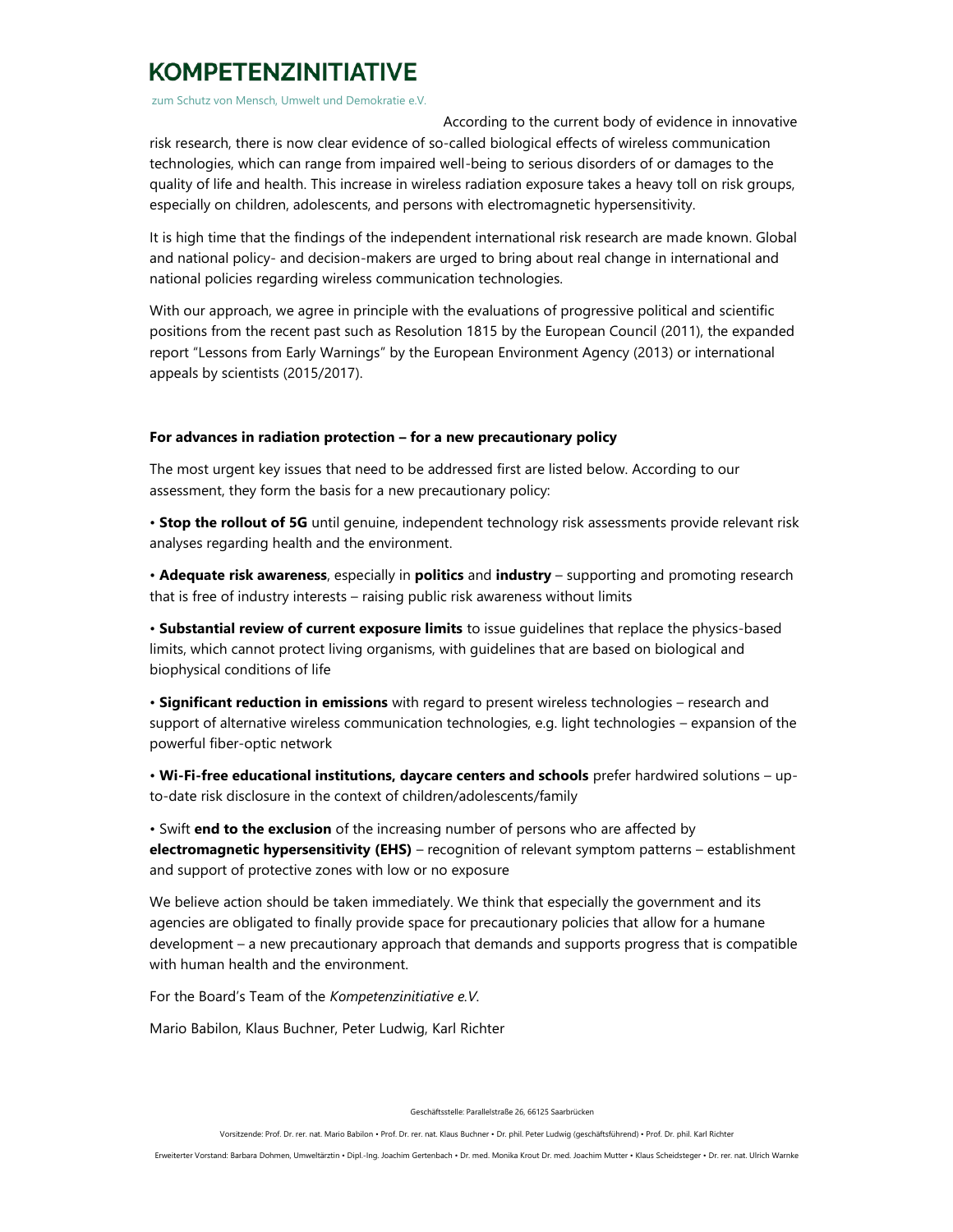According to the current body of evidence in innovative risk research, there is now clear evidence of so-called biological effects of wireless communication technologies, which can range from impaired well-being to serious disorders of or damages to the quality of life and health. This increase in wireless radiation exposure takes a heavy toll on risk groups, especially on children, adolescents, and persons with electromagnetic hypersensitivity.

It is high time that the findings of the independent international risk research are made known. Global and national policy- and decision-makers are urged to bring about real change in international and national policies regarding wireless communication technologies.

With our approach, we agree in principle with the evaluations of progressive political and scientific positions from the recent past such as Resolution 1815 by the European Council (2011), the expanded report "Lessons from Early Warnings" by the European Environment Agency (2013) or international appeals by scientists (2015/2017).

**For advances in radiation protection – for a new precautionary policy**

The most urgent key issues that need to be addressed first are listed below. According to our assessment, they form the basis for a new precautionary policy:

- **Stop the rollout of 5G** until genuine, independent technology risk assessments provide relevant risk analyses regarding health and the environment.
- **Adequate risk awareness**, especially in **politics** and **industry** – supporting and promoting research that is free of industry interests – raising public risk awareness without limits
- **Substantial review of current exposure limits** to issue guidelines that replace the physics-based limits, which cannot protect living organisms, with guidelines that are based on biological and biophysical conditions of life
- **Significant reduction in emissions** with regard to present wireless technologies – research and support of alternative wireless communication technologies, e.g. light technologies – expansion of the powerful fiber-optic network
- **Wi-Fi-free educational institutions, daycare centers and schools** prefer hardwired solutions – up-to-date risk disclosure in the context of children/adolescents/family
- Swift **end to the exclusion** of the increasing number of persons who are affected by **electromagnetic hypersensitivity (EHS)** – recognition of relevant symptom patterns – establishment and support of protective zones with low or no exposure

We believe action should be taken immediately. We think that especially the government and its agencies are obligated to finally provide space for precautionary policies that allow for a humane development – a new precautionary approach that demands and supports progress that is compatible with human health and the environment.

For the Board's Team of the *Kompetenzinitiative e.V.*

Mario Babilon, Klaus Buchner, Peter Ludwig, Karl Richter